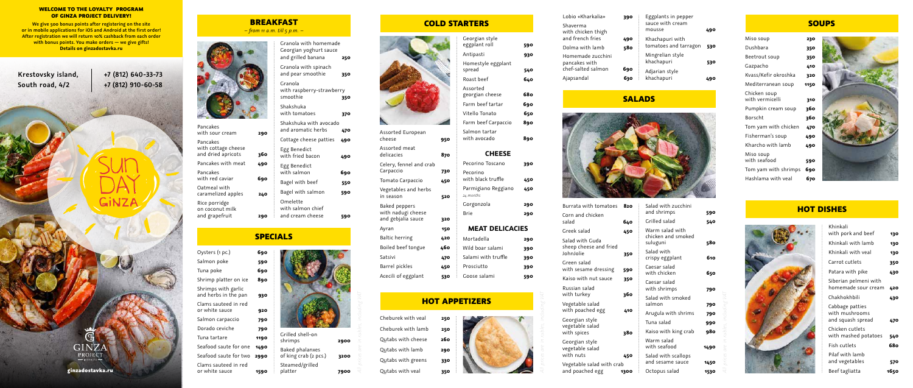**WELCOME TO THE LOYALTY PROGRAM OF GINZA PROJECT DELIVERY!**

We give 500 bonus points after registering on the site or in mobile applications for iOS and Android at the first order! After registration we will return 10% cashback from each order with bonus points. You make orders — we give gifts! Details on ginzadostavka.ru

Krestovsky island, South road, 4/2

+7 (812) 640-33-73
+7 (812) 910-60-58

SUN DAY GINZA

GINZA PROJECT

ginzadostavka.ru

## BREAKFAST

*– from 11 a.m. till 5 p.m. –*

| Dish | Price |
|---|---|
| Pancakes with sour cream | 290 |
| Pancakes with cottage cheese and dried apricots | 360 |
| Pancakes with meat | 490 |
| Pancakes with red caviar | 690 |
| Oatmeal with caramelized apples | 240 |
| Rice porridge on coconut milk and grapefruit | 290 |
| Granola with homemade Georgian yoghurt sauce and grilled banana | 250 |
| Granola with spinach and pear smoothie | 350 |
| Granola with raspberry-strawberry smoothie | 350 |
| Shakshuka with tomatoes | 370 |
| Shakshuka with avocado and aromatic herbs | 470 |
| Cottage cheese patties | 490 |
| Egg Benedict with fried bacon | 490 |
| Egg Benedict with salmon | 690 |
| Bagel with beef | 550 |
| Bagel with salmon | 590 |
| Omelette with salmon chief and cream cheese | 590 |

## SPECIALS

| Dish | Price |
|---|---|
| Oysters (1 pc.) | 690 |
| Salmon poke | 590 |
| Tuna poke | 690 |
| Shrimp platter on ice | 890 |
| Shrimps with garlic and herbs in the pan | 930 |
| Clams sauteed in red or white sauce | 920 |
| Salmon carpaccio | 790 |
| Dorado ceviche | 790 |
| Tuna tartare | 1190 |
| Seafood saute for one | 1490 |
| Seafood saute for two | 2990 |
| Clams sauteed in red or white sauce | 1590 |
| Grilled shell-on shrimps | 2900 |
| Baked phalanxes of king crab (2 pcs.) | 3200 |
| Steamed/grilled platter | 7900 |

## COLD STARTERS

| Dish | Price |
|---|---|
| Assorted European cheese | 950 |
| Assorted meat delicacies | 870 |
| Celery, fennel and crab Carpaccio | 730 |
| Tomato Carpaccio | 450 |
| Vegetables and herbs in season | 520 |
| Baked peppers with nadugi cheese and gebjalia sauce | 320 |
| Ayran | 150 |
| Baltic herring | 420 |
| Boiled beef tongue | 460 |
| Satsivi | 470 |
| Barrel pickles | 450 |
| Acecili of eggplant | 530 |
| Georgian style eggplant roll | 590 |
| Antipasti | 930 |
| Homestyle eggplant spread | 540 |
| Roast beef | 640 |
| Assorted georgian cheese | 680 |
| Farm beef tartar | 690 |
| Vitello Tonato | 650 |
| Farm beef Carpaccio | 890 |
| Salmon tartar with avocado | 890 |

### CHEESE

| Dish | Price |
|---|---|
| Pecorino Toscano | 390 |
| Pecorino with black truffle | 450 |
| Parmigiano Reggiano *24 months* | 450 |
| Gorgonzola | 290 |
| Brie | 290 |

### MEAT DELICACIES

| Dish | Price |
|---|---|
| Mortadella | 290 |
| Wild boar salami | 390 |
| Salami with truffle | 390 |
| Prosciutto | 390 |
| Goose salami | 590 |

## HOT APPETIZERS

| Dish | Price |
|---|---|
| Cheburek with veal | 250 |
| Cheburek with lamb | 250 |
| Qutabs with cheese | 260 |
| Qutabs with lamb | 290 |
| Qutabs with greens | 330 |
| Qutabs with veal | 350 |
| Lobio «Kharkalia» | 390 |
| Shaverma with chicken thigh and french fries | 490 |
| Dolma with lamb | 580 |
| Homemade zucchini pancakes with chef-salted salmon | 690 |
| Ajapsandal | 630 |
| Eggplants in pepper sauce with cream mousse | 490 |
| Khachapuri with tomatoes and tarragon | 530 |
| Mingrelian style khachapuri | 530 |
| Adjarian style khachapuri | 490 |

## SALADS

| Dish | Price |
|---|---|
| Burrata with tomatoes | 820 |
| Corn and chicken salad | 640 |
| Greek salad | 450 |
| Salad with Guda sheep cheese and fried JohnJolie | 350 |
| Green salad with sesame dressing | 590 |
| Kaiso with nut sauce | 350 |
| Russian salad with turkey | 360 |
| Vegetable salad with poached egg | 410 |
| Georgian style vegetable salad with spices | 380 |
| Georgian style vegetable salad with nuts | 450 |
| Vegetable salad with crab and poached egg | 1300 |
| Salad with zucchini and shrimps | 590 |
| Grilled salad | 540 |
| Warm salad with chicken and smoked suluguni | 580 |
| Salad with crispy eggplant | 610 |
| Caesar salad with chicken | 650 |
| Caesar salad with shrimps | 790 |
| Salad with smoked salmon | 790 |
| Arugula with shrims | 790 |
| Tuna salad | 990 |
| Kaiso with king crab | 980 |
| Warm salad with seafood | 1490 |
| Salad with scallops and sesame sauce | 1450 |
| Octopus salad | 1530 |

## SOUPS

| Dish | Price |
|---|---|
| Miso soup | 230 |
| Dushbara | 350 |
| Beetrout soup | 350 |
| Gazpacho | 410 |
| Kvass/Kefir okroshka | 320 |
| Mediterranean soup | 1150 |
| Chicken soup with vermicelli | 310 |
| Pumpkin cream soup | 360 |
| Borscht | 360 |
| Tom yam with chicken | 470 |
| Fisherman's soup | 490 |
| Kharcho with lamb | 490 |
| Miso soup with seafood | 590 |
| Tom yam with shrimps | 690 |
| Hashlama with veal | 670 |

## HOT DISHES

| Dish | Price |
|---|---|
| Khinkali with pork and beef | 130 |
| Khinkali with lamb | 130 |
| Khinkali with veal | 130 |
| Carrot cutlets | 350 |
| Patara with pike | 430 |
| Siberian pelmeni with homemade sour cream | 420 |
| Chakhokhbili | 430 |
| Cabbage patties with mushrooms and squash spread | 470 |
| Chicken cutlets with mashed potatoes | 540 |
| Fish cutlets | 680 |
| Pilaf with lamb and vegetables | 570 |
| Beef tagliatta | 1650 |

*All prices are in rubles, including VAT*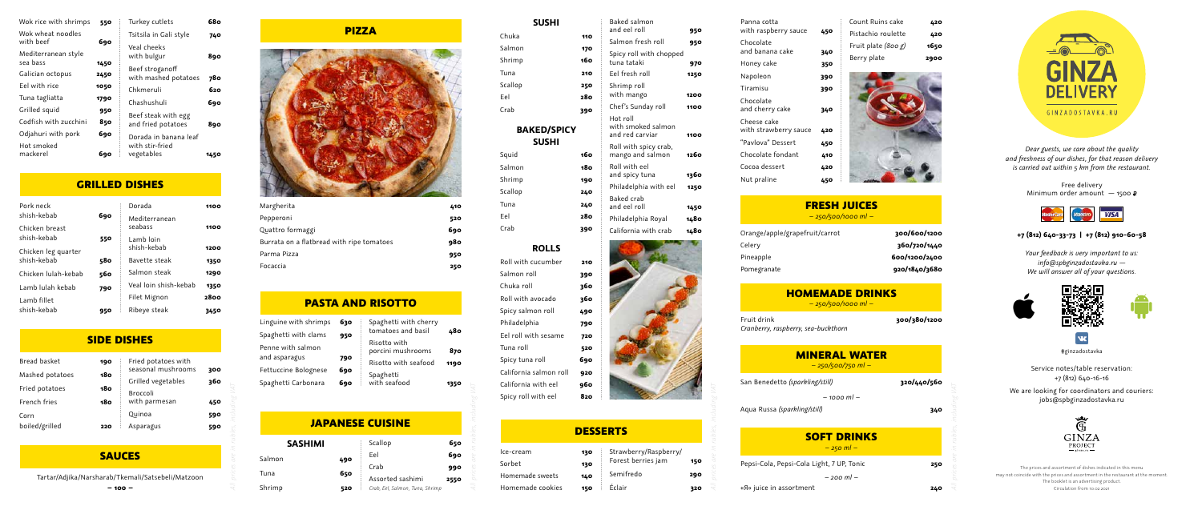| | | | |
|---|---|---|---|
| Wok rice with shrimps | 550 | Turkey cutlets | 680 |
| Wok wheat noodles with beef | 690 | Tsitsila in Gali style | 740 |
| Mediterranean style sea bass | 1450 | Veal cheeks with bulgur | 890 |
| Galician octopus | 2450 | Beef stroganoff with mashed potatoes | 780 |
| Eel with rice | 1050 | Chkmeruli | 620 |
| Tuna tagliatta | 1790 | Chashushuli | 690 |
| Grilled squid | 950 | Beef steak with egg and fried potatoes | 890 |
| Codfish with zucchini | 850 | Dorada in banana leaf with stir-fried vegetables | 1450 |
| Odjahuri with pork | 690 | | |
| Hot smoked mackerel | 690 | | |

## GRILLED DISHES

| | | | |
|---|---|---|---|
| Pork neck shish-kebab | 690 | Dorada | 1100 |
| Chicken breast shish-kebab | 550 | Mediterranean seabass | 1100 |
| Chicken leg quarter shish-kebab | 580 | Lamb loin shish-kebab | 1200 |
| Chicken lulah-kebab | 560 | Bavette steak | 1350 |
| Lamb lulah kebab | 790 | Salmon steak | 1290 |
| Lamb fillet shish-kebab | 950 | Veal loin shish-kebab | 1350 |
| | | Filet Mignon | 2800 |
| | | Ribeye steak | 3450 |

## SIDE DISHES

| | | | |
|---|---|---|---|
| Bread basket | 190 | Fried potatoes with seasonal mushrooms | 300 |
| Mashed potatoes | 180 | Grilled vegetables | 360 |
| Fried potatoes | 180 | Broccoli with parmesan | 450 |
| French fries | 180 | Quinoa | 590 |
| Corn boiled/grilled | 220 | Asparagus | 590 |

## SAUCES

Tartar/Adjika/Narsharab/Tkemali/Satsebeli/Matzoon

**– 100 –**

## PIZZA

| | |
|---|---|
| Margherita | 410 |
| Pepperoni | 520 |
| Quattro formaggi | 690 |
| Burrata on a flatbread with ripe tomatoes | 980 |
| Parma Pizza | 950 |
| Focaccia | 250 |

## PASTA AND RISOTTO

| | | | |
|---|---|---|---|
| Linguine with shrimps | 630 | Spaghetti with cherry tomatoes and basil | 480 |
| Spaghetti with clams | 950 | Risotto with porcini mushrooms | 870 |
| Penne with salmon and asparagus | 790 | Risotto with seafood | 1190 |
| Fettuccine Bolognese | 690 | Spaghetti with seafood | 1350 |
| Spaghetti Carbonara | 690 | | |

## JAPANESE CUISINE

### SASHIMI

| | | | |
|---|---|---|---|
| Salmon | 490 | Scallop | 650 |
| Tuna | 650 | Eel | 690 |
| Shrimp | 520 | Crab | 990 |
| | | Assorted sashimi *Crab, Eel, Salmon, Tuna, Shrimp* | 2550 |

### SUSHI

| | |
|---|---|
| Chuka | 110 |
| Salmon | 170 |
| Shrimp | 160 |
| Tuna | 210 |
| Scallop | 250 |
| Eel | 280 |
| Crab | 390 |

### BAKED/SPICY SUSHI

| | |
|---|---|
| Squid | 160 |
| Salmon | 180 |
| Shrimp | 190 |
| Scallop | 240 |
| Tuna | 240 |
| Eel | 280 |
| Crab | 390 |

### ROLLS

| | |
|---|---|
| Roll with cucumber | 210 |
| Salmon roll | 390 |
| Chuka roll | 360 |
| Roll with avocado | 360 |
| Spicy salmon roll | 490 |
| Philadelphia | 790 |
| Eel roll with sesame | 720 |
| Tuna roll | 520 |
| Spicy tuna roll | 690 |
| California salmon roll | 920 |
| California with eel | 960 |
| Spicy roll with eel | 820 |

| | |
|---|---|
| Baked salmon and eel roll | 950 |
| Salmon fresh roll | 950 |
| Spicy roll with chopped tuna tataki | 970 |
| Eel fresh roll | 1250 |
| Shrimp roll with mango | 1200 |
| Chef's Sunday roll | 1100 |
| Hot roll with smoked salmon and red carviar | 1100 |
| Roll with spicy crab, mango and salmon | 1260 |
| Roll with eel and spicy tuna | 1360 |
| Philadelphia with eel | 1250 |
| Baked crab and eel roll | 1450 |
| Philadelphia Royal | 1480 |
| California with crab | 1480 |

## DESSERTS

| | | | |
|---|---|---|---|
| Ice-cream | 130 | Strawberry/Raspberry/ Forest berries jam | 150 |
| Sorbet | 130 | Semifredo | 290 |
| Homemade sweets | 140 | Éclair | 320 |
| Homemade cookies | 150 | | |

| | | | |
|---|---|---|---|
| Panna cotta with raspberry sauce | 450 | Count Ruins cake | 420 |
| Chocolate and banana cake | 340 | Pistachio roulette | 420 |
| Honey cake | 350 | Fruit plate (800 g) | 1650 |
| Napoleon | 390 | Berry plate | 2900 |
| Tiramisu | 390 | | |
| Chocolate and cherry cake | 340 | | |
| Cheese cake with strawberry sauce | 420 | | |
| "Pavlova" Dessert | 450 | | |
| Chocolate fondant | 410 | | |
| Cocoa dessert | 420 | | |
| Nut praline | 450 | | |

## FRESH JUICES

*– 250/500/1000 ml –*

| | |
|---|---|
| Orange/apple/grapefruit/carrot | 300/600/1200 |
| Celery | 360/720/1440 |
| Pineapple | 600/1200/2400 |
| Pomegranate | 920/1840/3680 |

## HOMEMADE DRINKS

*– 250/500/1000 ml –*

| | |
|---|---|
| Fruit drink *Cranberry, raspberry, sea-buckthorn* | 300/380/1200 |

## MINERAL WATER

*– 250/500/750 ml –*

| | |
|---|---|
| San Benedetto *(sparkling/still)* | 320/440/560 |

*– 1000 ml –*

| | |
|---|---|
| Aqua Russa *(sparkling/still)* | 340 |

## SOFT DRINKS

*– 250 ml –*

| | |
|---|---|
| Pepsi-Cola, Pepsi-Cola Light, 7 UP, Tonic | 250 |

*– 200 ml –*

| | |
|---|---|
| «Я» juice in assortment | 240 |

All prices are in rubles, including VAT

# GINZA DELIVERY

GINZADOSTAVKA.RU

*Dear guests, we care about the quality and freshness of our dishes, for that reason delivery is carried out within 5 km from the restaurant.*

Free delivery
Minimum order amount — 1500 ₽

**+7 (812) 640-33-73 | +7 (812) 910-60-58**

*Your feedback is very important to us: info@spbginzadostavka.ru — We will answer all of your questions.*

#ginzadostavka

Service notes/table reservation: +7 (812) 640-16-16

We are looking for coordinators and couriers: jobs@spbginzadostavka.ru

GINZA PROJECT

The prices and assortment of dishes indicated in this menu may not coincide with the prices and assortment in the restaurant at the moment. The booklet is an advertising product. Circulation from 10.02.2021